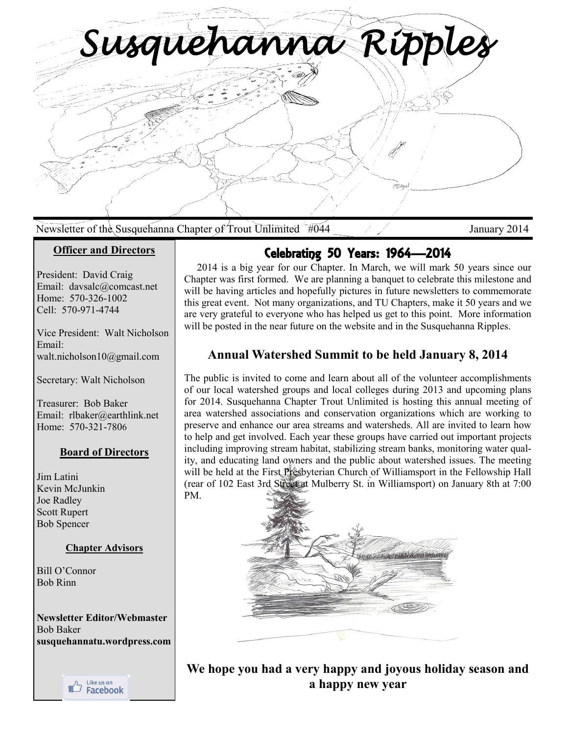# Susquehanna Ripples

Newsletter of the Susquehanna Chapter of Trout Unlimited #044

January 2014

## Celebrating 50 Years: 1964—2014

2014 is a big year for our Chapter. In March, we will mark 50 years since our Chapter was first formed. We are planning a banquet to celebrate this milestone and will be having articles and hopefully pictures in future newsletters to commemorate this great event. Not many organizations, and TU Chapters, make it 50 years and we are very grateful to everyone who has helped us get to this point. More information will be posted in the near future on the website and in the Susquehanna Ripples.

## Annual Watershed Summit to be held January 8, 2014

The public is invited to come and learn about all of the volunteer accomplishments of our local watershed groups and local colleges during 2013 and upcoming plans for 2014. Susquehanna Chapter Trout Unlimited is hosting this annual meeting of area watershed associations and conservation organizations which are working to preserve and enhance our area streams and watersheds. All are invited to learn how to help and get involved. Each year these groups have carried out important projects including improving stream habitat, stabilizing stream banks, monitoring water quality, and educating land owners and the public about watershed issues. The meeting will be held at the First Presbyterian Church of Williamsport in the Fellowship Hall (rear of 102 East 3rd Street at Mulberry St. in Williamsport) on January 8th at 7:00 PM.

**We hope you had a very happy and joyous holiday season and a happy new year**

---

### Officer and Directors

President: David Craig
Email: davsalc@comcast.net
Home: 570-326-1002
Cell: 570-971-4744

Vice President: Walt Nicholson
Email: walt.nicholson10@gmail.com

Secretary: Walt Nicholson

Treasurer: Bob Baker
Email: rlbaker@earthlink.net
Home: 570-321-7806

### Board of Directors

Jim Latini
Kevin McJunkin
Joe Radley
Scott Rupert
Bob Spencer

### Chapter Advisors

Bill O'Connor
Bob Rinn

**Newsletter Editor/Webmaster**
Bob Baker
**susquehannatu.wordpress.com**

Like us on Facebook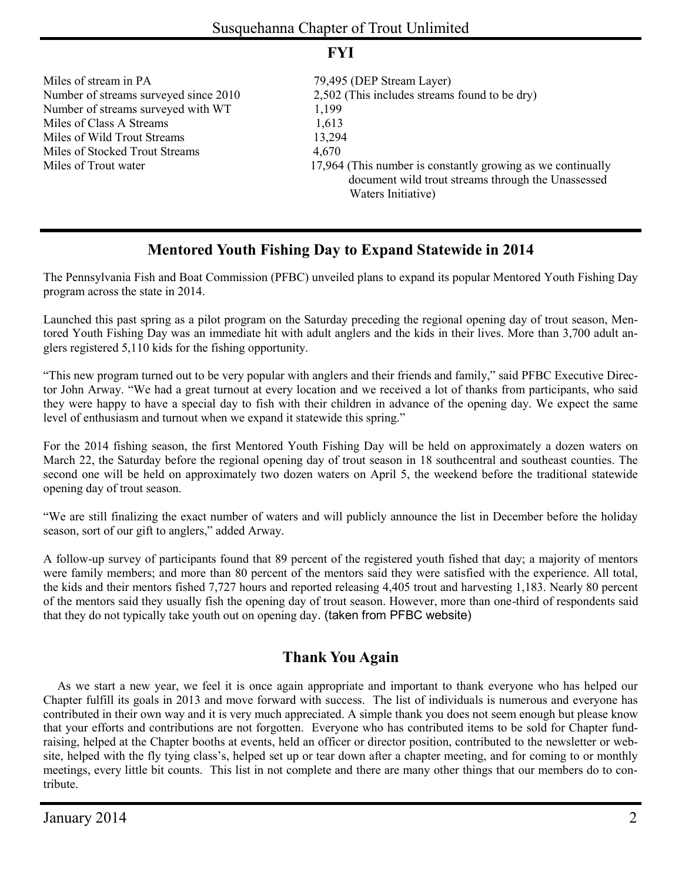## FYI

| | |
|---|---|
| Miles of stream in PA | 79,495 (DEP Stream Layer) |
| Number of streams surveyed since 2010 | 2,502 (This includes streams found to be dry) |
| Number of streams surveyed with WT | 1,199 |
| Miles of Class A Streams | 1,613 |
| Miles of Wild Trout Streams | 13,294 |
| Miles of Stocked Trout Streams | 4,670 |
| Miles of Trout water | 17,964 (This number is constantly growing as we continually document wild trout streams through the Unassessed Waters Initiative) |

## Mentored Youth Fishing Day to Expand Statewide in 2014

The Pennsylvania Fish and Boat Commission (PFBC) unveiled plans to expand its popular Mentored Youth Fishing Day program across the state in 2014.

Launched this past spring as a pilot program on the Saturday preceding the regional opening day of trout season, Mentored Youth Fishing Day was an immediate hit with adult anglers and the kids in their lives. More than 3,700 adult anglers registered 5,110 kids for the fishing opportunity.

"This new program turned out to be very popular with anglers and their friends and family," said PFBC Executive Director John Arway. "We had a great turnout at every location and we received a lot of thanks from participants, who said they were happy to have a special day to fish with their children in advance of the opening day. We expect the same level of enthusiasm and turnout when we expand it statewide this spring."

For the 2014 fishing season, the first Mentored Youth Fishing Day will be held on approximately a dozen waters on March 22, the Saturday before the regional opening day of trout season in 18 southcentral and southeast counties. The second one will be held on approximately two dozen waters on April 5, the weekend before the traditional statewide opening day of trout season.

"We are still finalizing the exact number of waters and will publicly announce the list in December before the holiday season, sort of our gift to anglers," added Arway.

A follow-up survey of participants found that 89 percent of the registered youth fished that day; a majority of mentors were family members; and more than 80 percent of the mentors said they were satisfied with the experience. All total, the kids and their mentors fished 7,727 hours and reported releasing 4,405 trout and harvesting 1,183. Nearly 80 percent of the mentors said they usually fish the opening day of trout season. However, more than one-third of respondents said that they do not typically take youth out on opening day. (taken from PFBC website)

## Thank You Again

As we start a new year, we feel it is once again appropriate and important to thank everyone who has helped our Chapter fulfill its goals in 2013 and move forward with success. The list of individuals is numerous and everyone has contributed in their own way and it is very much appreciated. A simple thank you does not seem enough but please know that your efforts and contributions are not forgotten. Everyone who has contributed items to be sold for Chapter fundraising, helped at the Chapter booths at events, held an officer or director position, contributed to the newsletter or website, helped with the fly tying class's, helped set up or tear down after a chapter meeting, and for coming to or monthly meetings, every little bit counts. This list in not complete and there are many other things that our members do to contribute.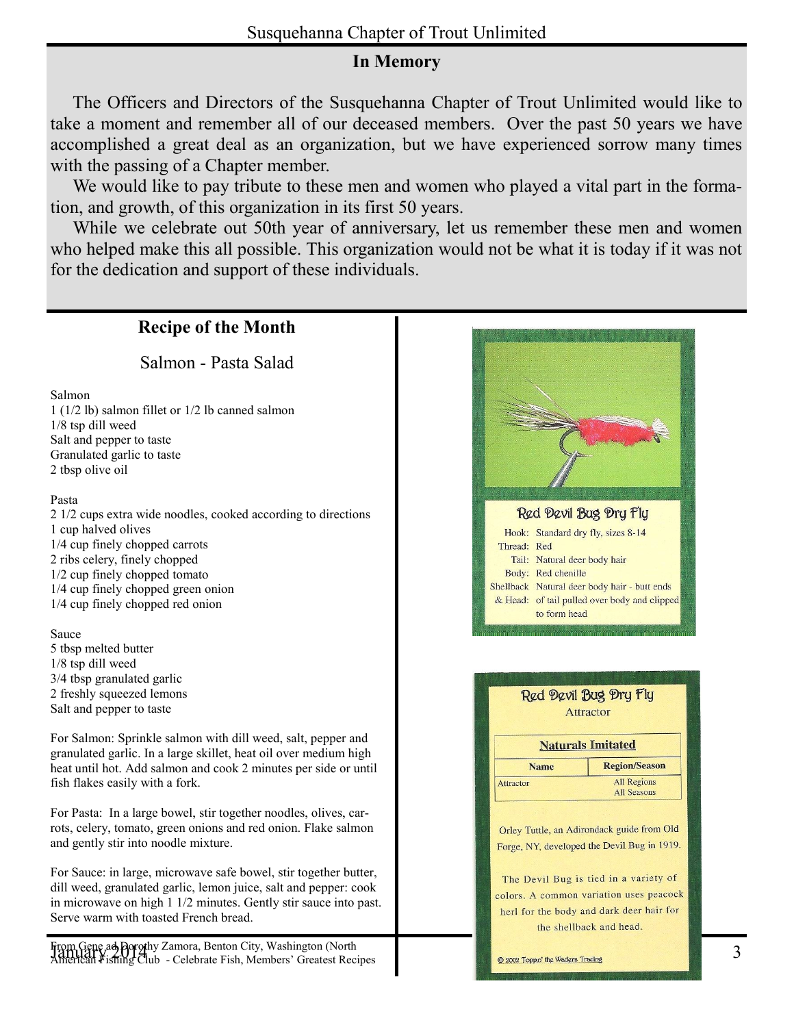## In Memory

The Officers and Directors of the Susquehanna Chapter of Trout Unlimited would like to take a moment and remember all of our deceased members. Over the past 50 years we have accomplished a great deal as an organization, but we have experienced sorrow many times with the passing of a Chapter member.

We would like to pay tribute to these men and women who played a vital part in the formation, and growth, of this organization in its first 50 years.

While we celebrate out 50th year of anniversary, let us remember these men and women who helped make this all possible. This organization would not be what it is today if it was not for the dedication and support of these individuals.

## Recipe of the Month

### Salmon - Pasta Salad

Salmon
1 (1/2 lb) salmon fillet or 1/2 lb canned salmon
1/8 tsp dill weed
Salt and pepper to taste
Granulated garlic to taste
2 tbsp olive oil

Pasta
2 1/2 cups extra wide noodles, cooked according to directions
1 cup halved olives
1/4 cup finely chopped carrots
2 ribs celery, finely chopped
1/2 cup finely chopped tomato
1/4 cup finely chopped green onion
1/4 cup finely chopped red onion

Sauce
5 tbsp melted butter
1/8 tsp dill weed
3/4 tbsp granulated garlic
2 freshly squeezed lemons
Salt and pepper to taste

For Salmon: Sprinkle salmon with dill weed, salt, pepper and granulated garlic. In a large skillet, heat oil over medium high heat until hot. Add salmon and cook 2 minutes per side or until fish flakes easily with a fork.

For Pasta: In a large bowel, stir together noodles, olives, carrots, celery, tomato, green onions and red onion. Flake salmon and gently stir into noodle mixture.

For Sauce: in large, microwave safe bowel, stir together butter, dill weed, granulated garlic, lemon juice, salt and pepper: cook in microwave on high 1 1/2 minutes. Gently stir sauce into past. Serve warm with toasted French bread.

From Gene ad Dorothy Zamora, Benton City, Washington (North American Fishing Club - Celebrate Fish, Members' Greatest Recipes

### Red Devil Bug Dry Fly

Hook: Standard dry fly, sizes 8-14
Thread: Red
Tail: Natural deer body hair
Body: Red chenille
Shellback & Head: Natural deer body hair - butt ends of tail pulled over body and clipped to form head

### Red Devil Bug Dry Fly

Attractor

| Naturals Imitated | |
|---|---|
| **Name** | **Region/Season** |
| Attractor | All Regions All Seasons |

Orley Tuttle, an Adirondack guide from Old Forge, NY, developed the Devil Bug in 1919.

The Devil Bug is tied in a variety of colors. A common variation uses peacock herl for the body and dark deer hair for the shellback and head.

© 2002 Toppin' the Waders Trading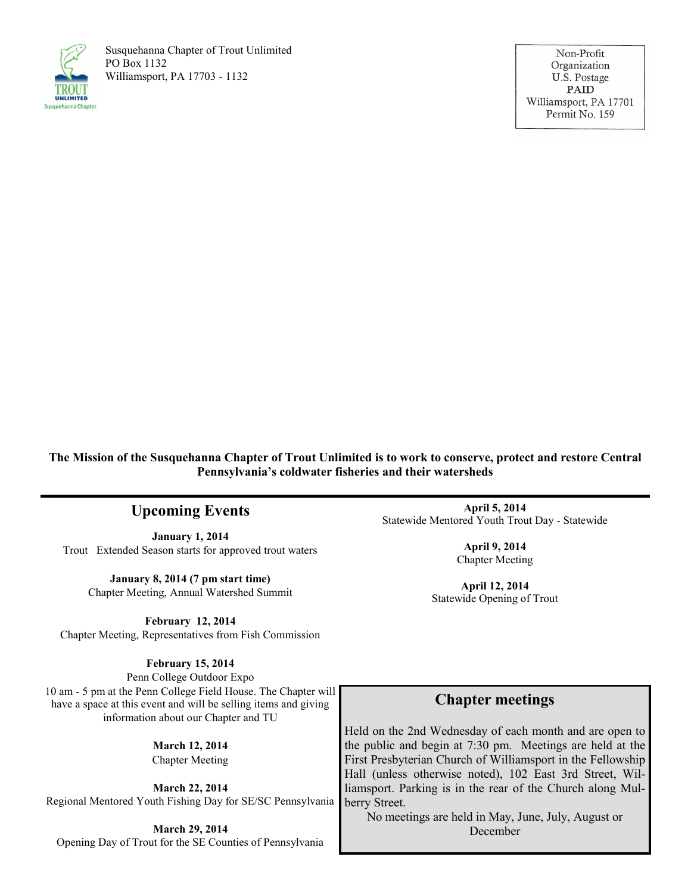Susquehanna Chapter of Trout Unlimited
PO Box 1132
Williamsport, PA 17703 - 1132

Non-Profit
Organization
U.S. Postage
PAID
Williamsport, PA 17701
Permit No. 159

**The Mission of the Susquehanna Chapter of Trout Unlimited is to work to conserve, protect and restore Central Pennsylvania's coldwater fisheries and their watersheds**

## Upcoming Events

**January 1, 2014**
Trout Extended Season starts for approved trout waters

**January 8, 2014 (7 pm start time)**
Chapter Meeting, Annual Watershed Summit

**February 12, 2014**
Chapter Meeting, Representatives from Fish Commission

**February 15, 2014**
Penn College Outdoor Expo
10 am - 5 pm at the Penn College Field House. The Chapter will have a space at this event and will be selling items and giving information about our Chapter and TU

**March 12, 2014**
Chapter Meeting

**March 22, 2014**
Regional Mentored Youth Fishing Day for SE/SC Pennsylvania

**March 29, 2014**
Opening Day of Trout for the SE Counties of Pennsylvania

**April 5, 2014**
Statewide Mentored Youth Trout Day - Statewide

**April 9, 2014**
Chapter Meeting

**April 12, 2014**
Statewide Opening of Trout

## Chapter meetings

Held on the 2nd Wednesday of each month and are open to the public and begin at 7:30 pm. Meetings are held at the First Presbyterian Church of Williamsport in the Fellowship Hall (unless otherwise noted), 102 East 3rd Street, Williamsport. Parking is in the rear of the Church along Mulberry Street.

No meetings are held in May, June, July, August or December